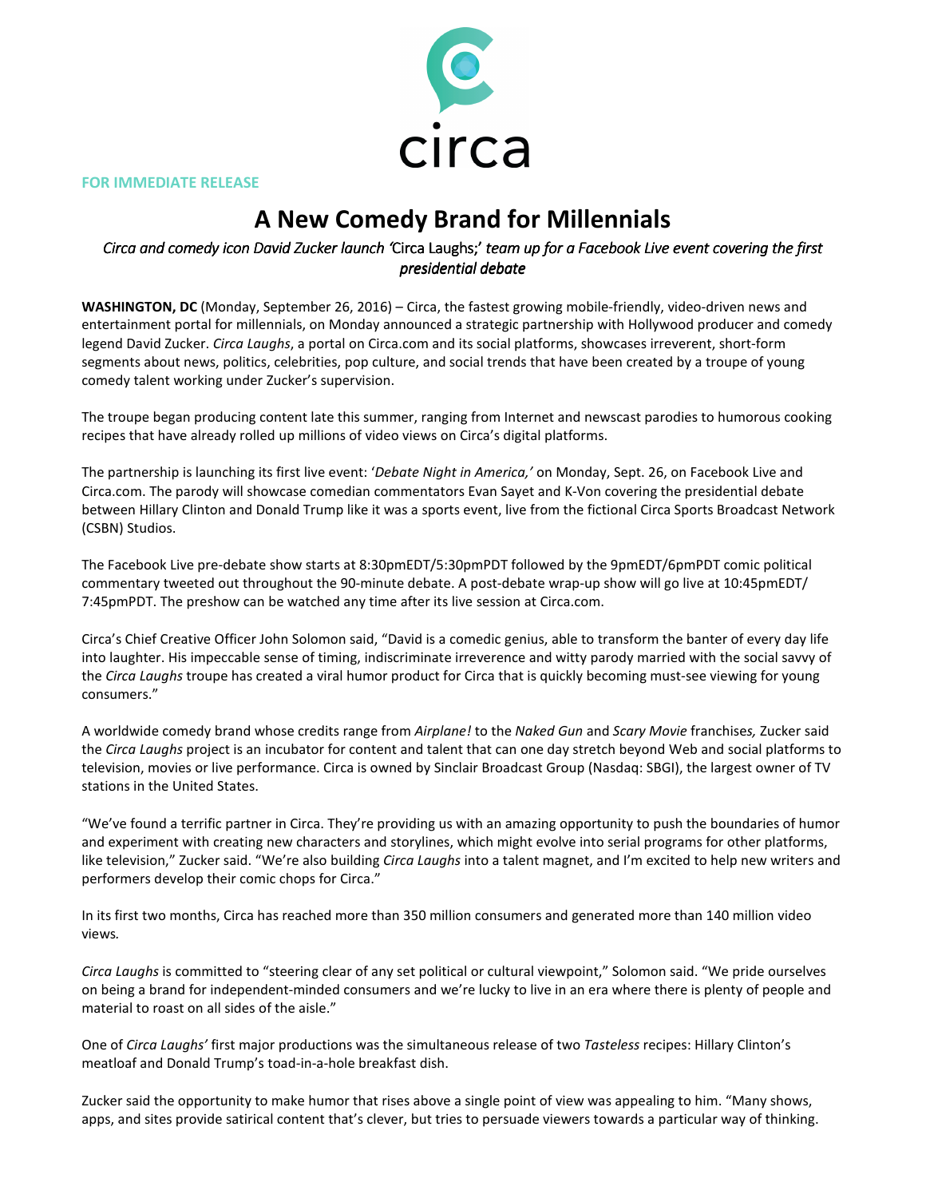circa

FOR IMMEDIATE RELEASE

# A New Comedy Brand for Millennials

*Circa and comedy icon David Zucker launch 'Circa Laughs;' team up for a Facebook Live event covering the first presidential debate*

**WASHINGTON, DC** (Monday, September 26, 2016) – Circa, the fastest growing mobile-friendly, video-driven news and entertainment portal for millennials, on Monday announced a strategic partnership with Hollywood producer and comedy legend David Zucker. *Circa Laughs*, a portal on Circa.com and its social platforms, showcases irreverent, short-form segments about news, politics, celebrities, pop culture, and social trends that have been created by a troupe of young comedy talent working under Zucker's supervision.

The troupe began producing content late this summer, ranging from Internet and newscast parodies to humorous cooking recipes that have already rolled up millions of video views on Circa's digital platforms.

The partnership is launching its first live event: '*Debate Night in America,'* on Monday, Sept. 26, on Facebook Live and Circa.com. The parody will showcase comedian commentators Evan Sayet and K-Von covering the presidential debate between Hillary Clinton and Donald Trump like it was a sports event, live from the fictional Circa Sports Broadcast Network (CSBN) Studios.

The Facebook Live pre-debate show starts at 8:30pmEDT/5:30pmPDT followed by the 9pmEDT/6pmPDT comic political commentary tweeted out throughout the 90-minute debate. A post-debate wrap-up show will go live at 10:45pmEDT/ 7:45pmPDT. The preshow can be watched any time after its live session at Circa.com.

Circa's Chief Creative Officer John Solomon said, "David is a comedic genius, able to transform the banter of every day life into laughter. His impeccable sense of timing, indiscriminate irreverence and witty parody married with the social savvy of the *Circa Laughs* troupe has created a viral humor product for Circa that is quickly becoming must-see viewing for young consumers."

A worldwide comedy brand whose credits range from *Airplane!* to the *Naked Gun* and *Scary Movie* franchises*,* Zucker said the *Circa Laughs* project is an incubator for content and talent that can one day stretch beyond Web and social platforms to television, movies or live performance. Circa is owned by Sinclair Broadcast Group (Nasdaq: SBGI), the largest owner of TV stations in the United States.

"We've found a terrific partner in Circa. They're providing us with an amazing opportunity to push the boundaries of humor and experiment with creating new characters and storylines, which might evolve into serial programs for other platforms, like television," Zucker said. "We're also building *Circa Laughs* into a talent magnet, and I'm excited to help new writers and performers develop their comic chops for Circa."

In its first two months, Circa has reached more than 350 million consumers and generated more than 140 million video views.

*Circa Laughs* is committed to "steering clear of any set political or cultural viewpoint," Solomon said. "We pride ourselves on being a brand for independent-minded consumers and we're lucky to live in an era where there is plenty of people and material to roast on all sides of the aisle."

One of *Circa Laughs'* first major productions was the simultaneous release of two *Tasteless* recipes: Hillary Clinton's meatloaf and Donald Trump's toad-in-a-hole breakfast dish.

Zucker said the opportunity to make humor that rises above a single point of view was appealing to him. "Many shows, apps, and sites provide satirical content that's clever, but tries to persuade viewers towards a particular way of thinking.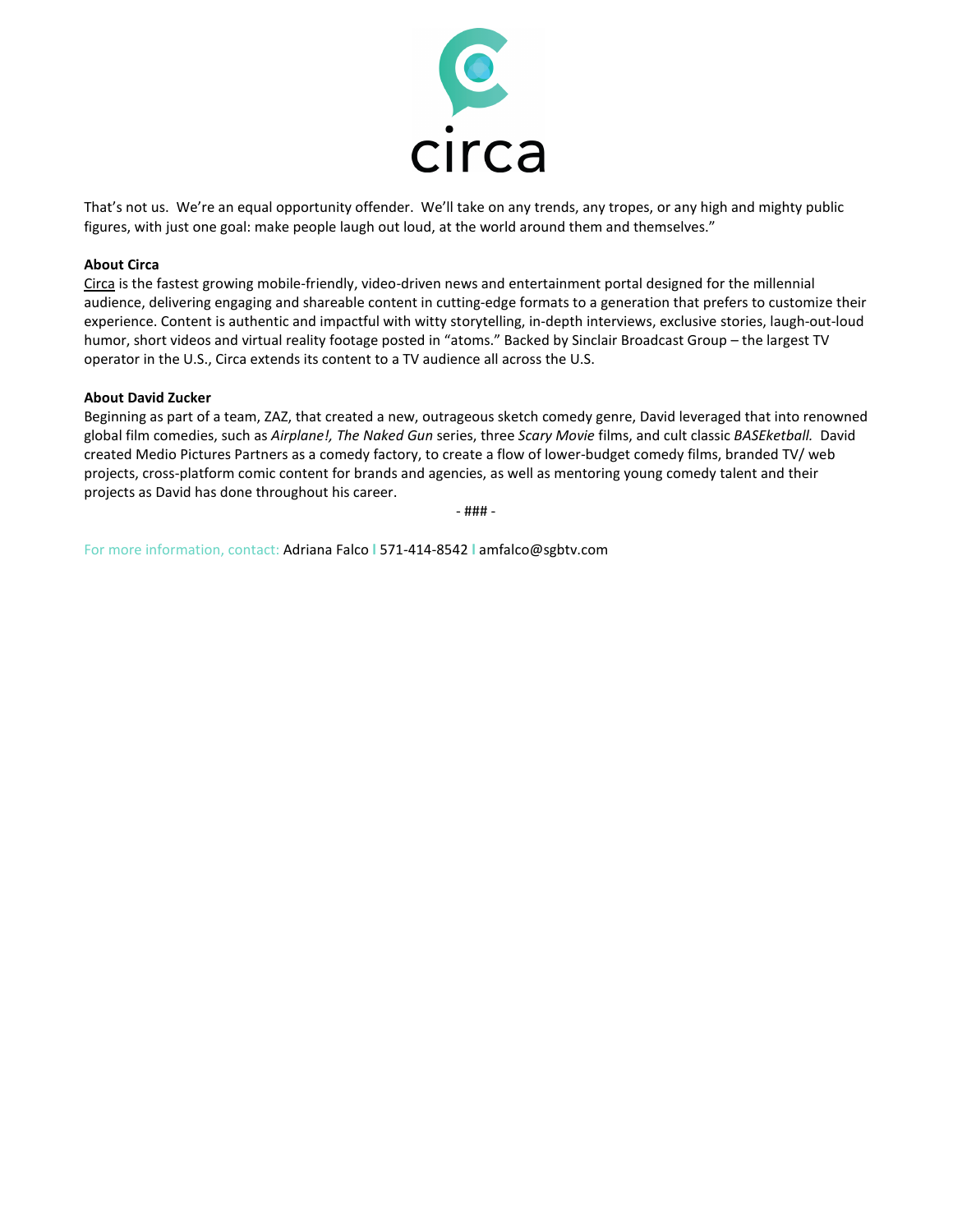That's not us. We're an equal opportunity offender. We'll take on any trends, any tropes, or any high and mighty public figures, with just one goal: make people laugh out loud, at the world around them and themselves."

**About Circa**

Circa is the fastest growing mobile-friendly, video-driven news and entertainment portal designed for the millennial audience, delivering engaging and shareable content in cutting-edge formats to a generation that prefers to customize their experience. Content is authentic and impactful with witty storytelling, in-depth interviews, exclusive stories, laugh-out-loud humor, short videos and virtual reality footage posted in "atoms." Backed by Sinclair Broadcast Group – the largest TV operator in the U.S., Circa extends its content to a TV audience all across the U.S.

**About David Zucker**

Beginning as part of a team, ZAZ, that created a new, outrageous sketch comedy genre, David leveraged that into renowned global film comedies, such as *Airplane!, The Naked Gun* series, three *Scary Movie* films, and cult classic *BASEketball.* David created Medio Pictures Partners as a comedy factory, to create a flow of lower-budget comedy films, branded TV/ web projects, cross-platform comic content for brands and agencies, as well as mentoring young comedy talent and their projects as David has done throughout his career.

- ### -

For more information, contact: Adriana Falco | 571-414-8542 | amfalco@sgbtv.com